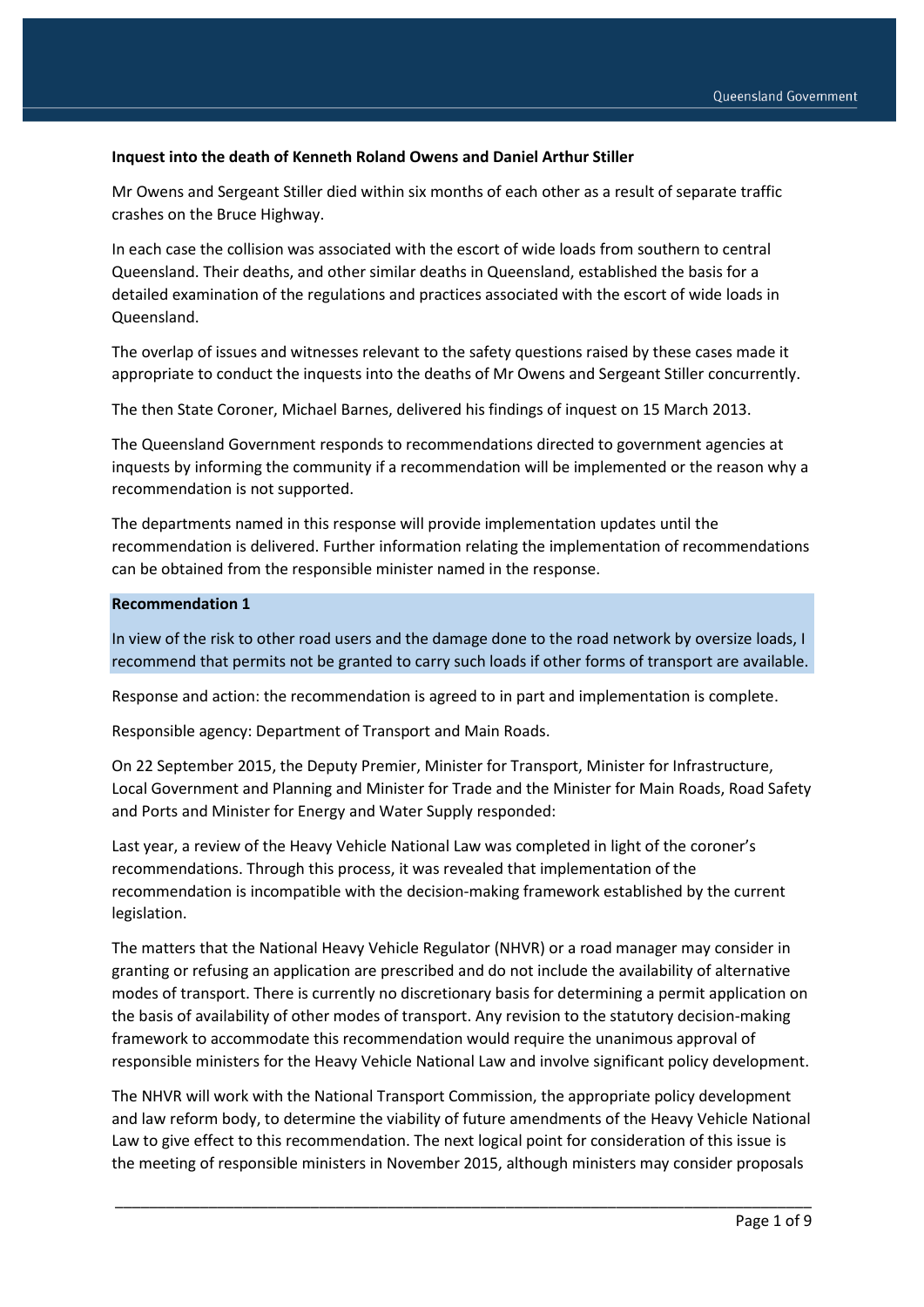**Inquest into the death of Kenneth Roland Owens and Daniel Arthur Stiller**

Mr Owens and Sergeant Stiller died within six months of each other as a result of separate traffic crashes on the Bruce Highway.

In each case the collision was associated with the escort of wide loads from southern to central Queensland. Their deaths, and other similar deaths in Queensland, established the basis for a detailed examination of the regulations and practices associated with the escort of wide loads in Queensland.

The overlap of issues and witnesses relevant to the safety questions raised by these cases made it appropriate to conduct the inquests into the deaths of Mr Owens and Sergeant Stiller concurrently.

The then State Coroner, Michael Barnes, delivered his findings of inquest on 15 March 2013.

The Queensland Government responds to recommendations directed to government agencies at inquests by informing the community if a recommendation will be implemented or the reason why a recommendation is not supported.

The departments named in this response will provide implementation updates until the recommendation is delivered. Further information relating the implementation of recommendations can be obtained from the responsible minister named in the response.

**Recommendation 1**

In view of the risk to other road users and the damage done to the road network by oversize loads, I recommend that permits not be granted to carry such loads if other forms of transport are available.

Response and action: the recommendation is agreed to in part and implementation is complete.

Responsible agency: Department of Transport and Main Roads.

On 22 September 2015, the Deputy Premier, Minister for Transport, Minister for Infrastructure, Local Government and Planning and Minister for Trade and the Minister for Main Roads, Road Safety and Ports and Minister for Energy and Water Supply responded:

Last year, a review of the Heavy Vehicle National Law was completed in light of the coroner's recommendations. Through this process, it was revealed that implementation of the recommendation is incompatible with the decision-making framework established by the current legislation.

The matters that the National Heavy Vehicle Regulator (NHVR) or a road manager may consider in granting or refusing an application are prescribed and do not include the availability of alternative modes of transport. There is currently no discretionary basis for determining a permit application on the basis of availability of other modes of transport. Any revision to the statutory decision-making framework to accommodate this recommendation would require the unanimous approval of responsible ministers for the Heavy Vehicle National Law and involve significant policy development.

The NHVR will work with the National Transport Commission, the appropriate policy development and law reform body, to determine the viability of future amendments of the Heavy Vehicle National Law to give effect to this recommendation. The next logical point for consideration of this issue is the meeting of responsible ministers in November 2015, although ministers may consider proposals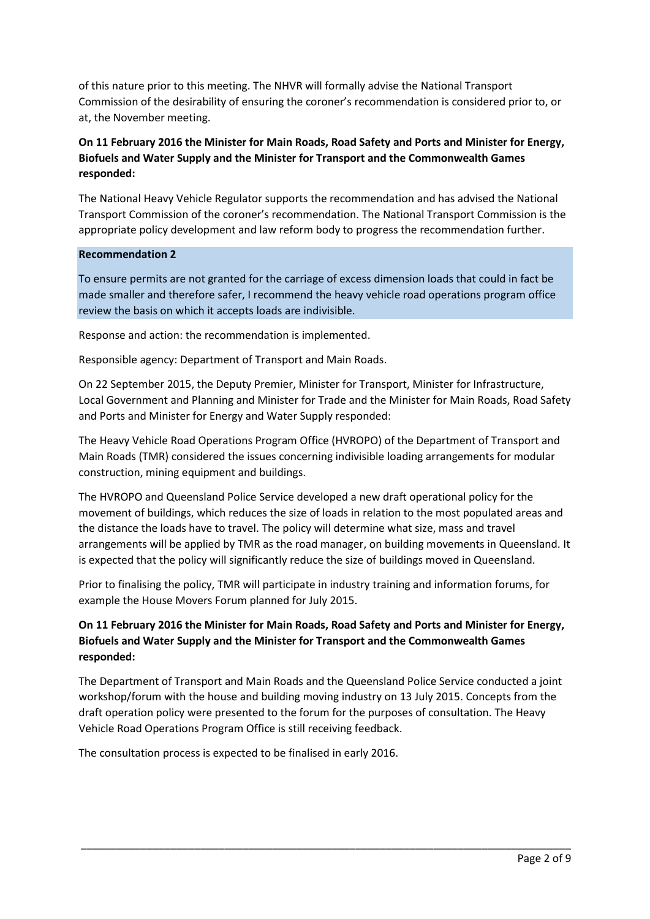of this nature prior to this meeting. The NHVR will formally advise the National Transport Commission of the desirability of ensuring the coroner's recommendation is considered prior to, or at, the November meeting.

**On 11 February 2016 the Minister for Main Roads, Road Safety and Ports and Minister for Energy, Biofuels and Water Supply and the Minister for Transport and the Commonwealth Games responded:**

The National Heavy Vehicle Regulator supports the recommendation and has advised the National Transport Commission of the coroner's recommendation. The National Transport Commission is the appropriate policy development and law reform body to progress the recommendation further.

**Recommendation 2**

To ensure permits are not granted for the carriage of excess dimension loads that could in fact be made smaller and therefore safer, I recommend the heavy vehicle road operations program office review the basis on which it accepts loads are indivisible.

Response and action: the recommendation is implemented.

Responsible agency: Department of Transport and Main Roads.

On 22 September 2015, the Deputy Premier, Minister for Transport, Minister for Infrastructure, Local Government and Planning and Minister for Trade and the Minister for Main Roads, Road Safety and Ports and Minister for Energy and Water Supply responded:

The Heavy Vehicle Road Operations Program Office (HVROPO) of the Department of Transport and Main Roads (TMR) considered the issues concerning indivisible loading arrangements for modular construction, mining equipment and buildings.

The HVROPO and Queensland Police Service developed a new draft operational policy for the movement of buildings, which reduces the size of loads in relation to the most populated areas and the distance the loads have to travel. The policy will determine what size, mass and travel arrangements will be applied by TMR as the road manager, on building movements in Queensland. It is expected that the policy will significantly reduce the size of buildings moved in Queensland.

Prior to finalising the policy, TMR will participate in industry training and information forums, for example the House Movers Forum planned for July 2015.

**On 11 February 2016 the Minister for Main Roads, Road Safety and Ports and Minister for Energy, Biofuels and Water Supply and the Minister for Transport and the Commonwealth Games responded:**

The Department of Transport and Main Roads and the Queensland Police Service conducted a joint workshop/forum with the house and building moving industry on 13 July 2015. Concepts from the draft operation policy were presented to the forum for the purposes of consultation. The Heavy Vehicle Road Operations Program Office is still receiving feedback.

The consultation process is expected to be finalised in early 2016.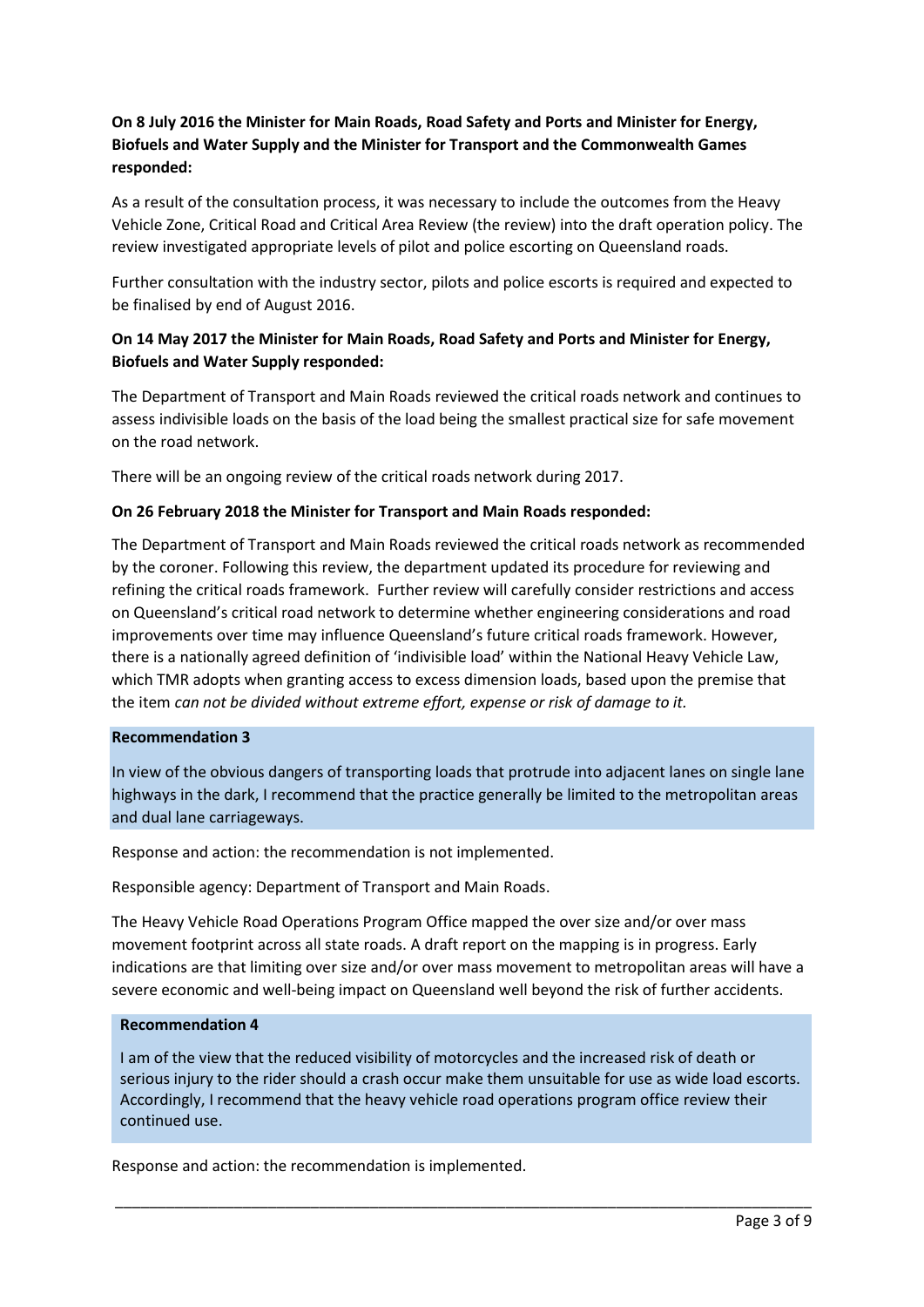**On 8 July 2016 the Minister for Main Roads, Road Safety and Ports and Minister for Energy, Biofuels and Water Supply and the Minister for Transport and the Commonwealth Games responded:**

As a result of the consultation process, it was necessary to include the outcomes from the Heavy Vehicle Zone, Critical Road and Critical Area Review (the review) into the draft operation policy. The review investigated appropriate levels of pilot and police escorting on Queensland roads.

Further consultation with the industry sector, pilots and police escorts is required and expected to be finalised by end of August 2016.

**On 14 May 2017 the Minister for Main Roads, Road Safety and Ports and Minister for Energy, Biofuels and Water Supply responded:**

The Department of Transport and Main Roads reviewed the critical roads network and continues to assess indivisible loads on the basis of the load being the smallest practical size for safe movement on the road network.

There will be an ongoing review of the critical roads network during 2017.

**On 26 February 2018 the Minister for Transport and Main Roads responded:**

The Department of Transport and Main Roads reviewed the critical roads network as recommended by the coroner. Following this review, the department updated its procedure for reviewing and refining the critical roads framework. Further review will carefully consider restrictions and access on Queensland's critical road network to determine whether engineering considerations and road improvements over time may influence Queensland's future critical roads framework. However, there is a nationally agreed definition of 'indivisible load' within the National Heavy Vehicle Law, which TMR adopts when granting access to excess dimension loads, based upon the premise that the item *can not be divided without extreme effort, expense or risk of damage to it.*

**Recommendation 3**

In view of the obvious dangers of transporting loads that protrude into adjacent lanes on single lane highways in the dark, I recommend that the practice generally be limited to the metropolitan areas and dual lane carriageways.

Response and action: the recommendation is not implemented.

Responsible agency: Department of Transport and Main Roads.

The Heavy Vehicle Road Operations Program Office mapped the over size and/or over mass movement footprint across all state roads. A draft report on the mapping is in progress. Early indications are that limiting over size and/or over mass movement to metropolitan areas will have a severe economic and well-being impact on Queensland well beyond the risk of further accidents.

**Recommendation 4**

I am of the view that the reduced visibility of motorcycles and the increased risk of death or serious injury to the rider should a crash occur make them unsuitable for use as wide load escorts. Accordingly, I recommend that the heavy vehicle road operations program office review their continued use.

Response and action: the recommendation is implemented.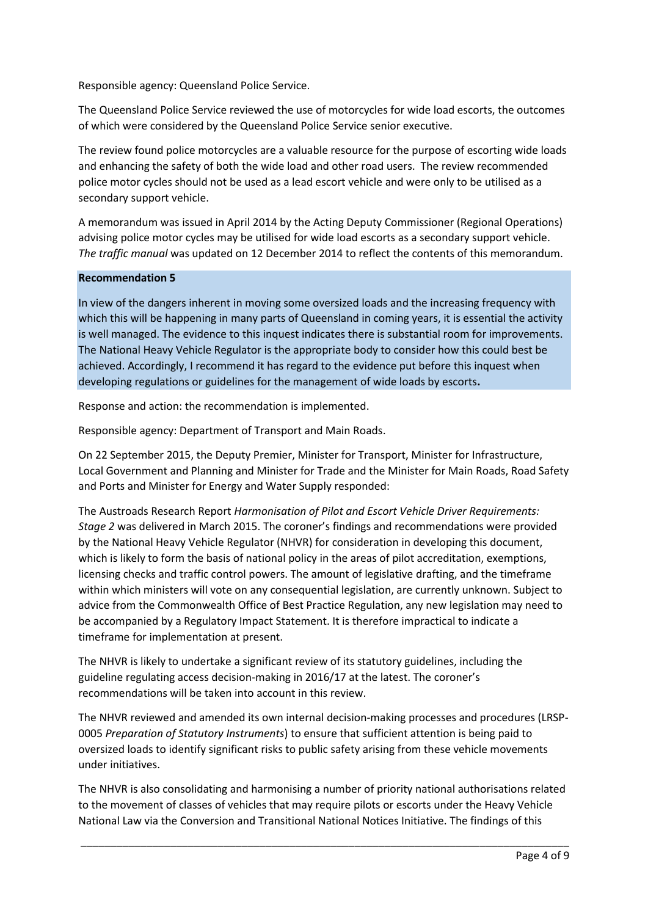Responsible agency: Queensland Police Service.

The Queensland Police Service reviewed the use of motorcycles for wide load escorts, the outcomes of which were considered by the Queensland Police Service senior executive.

The review found police motorcycles are a valuable resource for the purpose of escorting wide loads and enhancing the safety of both the wide load and other road users. The review recommended police motor cycles should not be used as a lead escort vehicle and were only to be utilised as a secondary support vehicle.

A memorandum was issued in April 2014 by the Acting Deputy Commissioner (Regional Operations) advising police motor cycles may be utilised for wide load escorts as a secondary support vehicle. *The traffic manual* was updated on 12 December 2014 to reflect the contents of this memorandum.

**Recommendation 5**

In view of the dangers inherent in moving some oversized loads and the increasing frequency with which this will be happening in many parts of Queensland in coming years, it is essential the activity is well managed. The evidence to this inquest indicates there is substantial room for improvements. The National Heavy Vehicle Regulator is the appropriate body to consider how this could best be achieved. Accordingly, I recommend it has regard to the evidence put before this inquest when developing regulations or guidelines for the management of wide loads by escorts**.**

Response and action: the recommendation is implemented.

Responsible agency: Department of Transport and Main Roads.

On 22 September 2015, the Deputy Premier, Minister for Transport, Minister for Infrastructure, Local Government and Planning and Minister for Trade and the Minister for Main Roads, Road Safety and Ports and Minister for Energy and Water Supply responded:

The Austroads Research Report *Harmonisation of Pilot and Escort Vehicle Driver Requirements: Stage 2* was delivered in March 2015. The coroner's findings and recommendations were provided by the National Heavy Vehicle Regulator (NHVR) for consideration in developing this document, which is likely to form the basis of national policy in the areas of pilot accreditation, exemptions, licensing checks and traffic control powers. The amount of legislative drafting, and the timeframe within which ministers will vote on any consequential legislation, are currently unknown. Subject to advice from the Commonwealth Office of Best Practice Regulation, any new legislation may need to be accompanied by a Regulatory Impact Statement. It is therefore impractical to indicate a timeframe for implementation at present.

The NHVR is likely to undertake a significant review of its statutory guidelines, including the guideline regulating access decision-making in 2016/17 at the latest. The coroner's recommendations will be taken into account in this review.

The NHVR reviewed and amended its own internal decision-making processes and procedures (LRSP-0005 *Preparation of Statutory Instruments*) to ensure that sufficient attention is being paid to oversized loads to identify significant risks to public safety arising from these vehicle movements under initiatives.

The NHVR is also consolidating and harmonising a number of priority national authorisations related to the movement of classes of vehicles that may require pilots or escorts under the Heavy Vehicle National Law via the Conversion and Transitional National Notices Initiative. The findings of this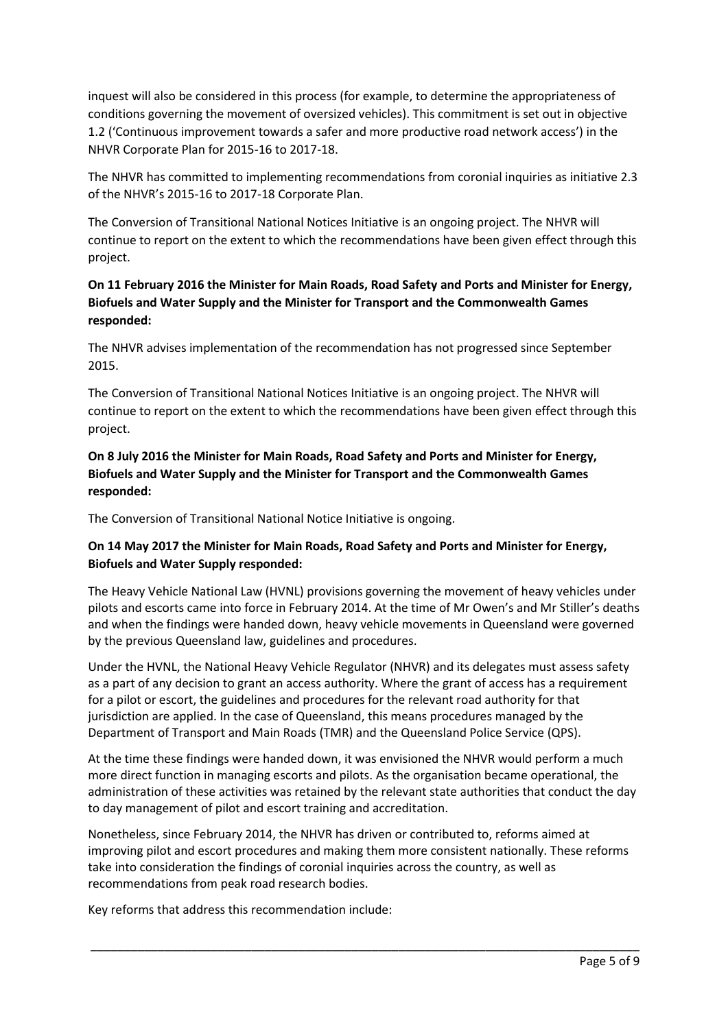inquest will also be considered in this process (for example, to determine the appropriateness of conditions governing the movement of oversized vehicles). This commitment is set out in objective 1.2 ('Continuous improvement towards a safer and more productive road network access') in the NHVR Corporate Plan for 2015-16 to 2017-18.

The NHVR has committed to implementing recommendations from coronial inquiries as initiative 2.3 of the NHVR's 2015-16 to 2017-18 Corporate Plan.

The Conversion of Transitional National Notices Initiative is an ongoing project. The NHVR will continue to report on the extent to which the recommendations have been given effect through this project.

**On 11 February 2016 the Minister for Main Roads, Road Safety and Ports and Minister for Energy, Biofuels and Water Supply and the Minister for Transport and the Commonwealth Games responded:**

The NHVR advises implementation of the recommendation has not progressed since September 2015.

The Conversion of Transitional National Notices Initiative is an ongoing project. The NHVR will continue to report on the extent to which the recommendations have been given effect through this project.

**On 8 July 2016 the Minister for Main Roads, Road Safety and Ports and Minister for Energy, Biofuels and Water Supply and the Minister for Transport and the Commonwealth Games responded:**

The Conversion of Transitional National Notice Initiative is ongoing.

**On 14 May 2017 the Minister for Main Roads, Road Safety and Ports and Minister for Energy, Biofuels and Water Supply responded:**

The Heavy Vehicle National Law (HVNL) provisions governing the movement of heavy vehicles under pilots and escorts came into force in February 2014. At the time of Mr Owen's and Mr Stiller's deaths and when the findings were handed down, heavy vehicle movements in Queensland were governed by the previous Queensland law, guidelines and procedures.

Under the HVNL, the National Heavy Vehicle Regulator (NHVR) and its delegates must assess safety as a part of any decision to grant an access authority. Where the grant of access has a requirement for a pilot or escort, the guidelines and procedures for the relevant road authority for that jurisdiction are applied. In the case of Queensland, this means procedures managed by the Department of Transport and Main Roads (TMR) and the Queensland Police Service (QPS).

At the time these findings were handed down, it was envisioned the NHVR would perform a much more direct function in managing escorts and pilots. As the organisation became operational, the administration of these activities was retained by the relevant state authorities that conduct the day to day management of pilot and escort training and accreditation.

Nonetheless, since February 2014, the NHVR has driven or contributed to, reforms aimed at improving pilot and escort procedures and making them more consistent nationally. These reforms take into consideration the findings of coronial inquiries across the country, as well as recommendations from peak road research bodies.

Key reforms that address this recommendation include: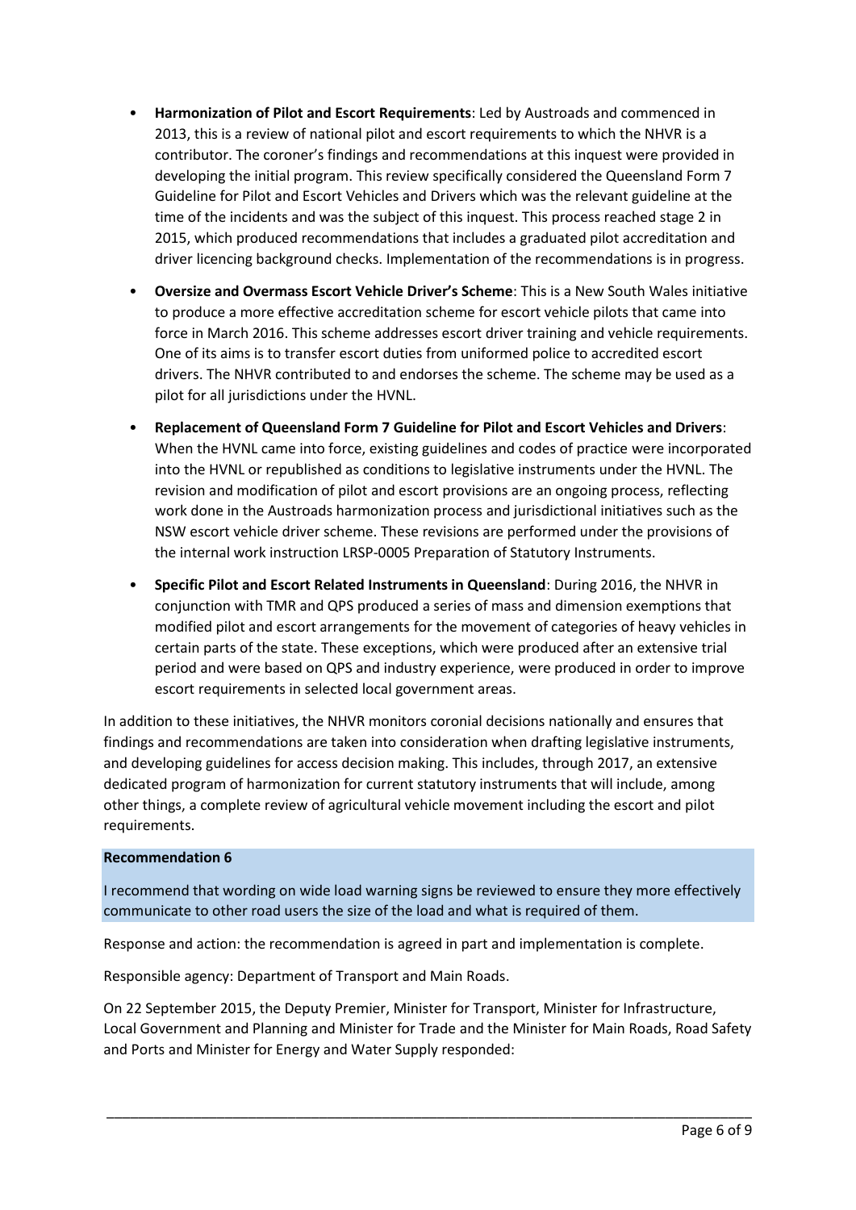- **Harmonization of Pilot and Escort Requirements**: Led by Austroads and commenced in 2013, this is a review of national pilot and escort requirements to which the NHVR is a contributor. The coroner's findings and recommendations at this inquest were provided in developing the initial program. This review specifically considered the Queensland Form 7 Guideline for Pilot and Escort Vehicles and Drivers which was the relevant guideline at the time of the incidents and was the subject of this inquest. This process reached stage 2 in 2015, which produced recommendations that includes a graduated pilot accreditation and driver licencing background checks. Implementation of the recommendations is in progress.

- **Oversize and Overmass Escort Vehicle Driver's Scheme**: This is a New South Wales initiative to produce a more effective accreditation scheme for escort vehicle pilots that came into force in March 2016. This scheme addresses escort driver training and vehicle requirements. One of its aims is to transfer escort duties from uniformed police to accredited escort drivers. The NHVR contributed to and endorses the scheme. The scheme may be used as a pilot for all jurisdictions under the HVNL.

- **Replacement of Queensland Form 7 Guideline for Pilot and Escort Vehicles and Drivers**: When the HVNL came into force, existing guidelines and codes of practice were incorporated into the HVNL or republished as conditions to legislative instruments under the HVNL. The revision and modification of pilot and escort provisions are an ongoing process, reflecting work done in the Austroads harmonization process and jurisdictional initiatives such as the NSW escort vehicle driver scheme. These revisions are performed under the provisions of the internal work instruction LRSP-0005 Preparation of Statutory Instruments.

- **Specific Pilot and Escort Related Instruments in Queensland**: During 2016, the NHVR in conjunction with TMR and QPS produced a series of mass and dimension exemptions that modified pilot and escort arrangements for the movement of categories of heavy vehicles in certain parts of the state. These exceptions, which were produced after an extensive trial period and were based on QPS and industry experience, were produced in order to improve escort requirements in selected local government areas.

In addition to these initiatives, the NHVR monitors coronial decisions nationally and ensures that findings and recommendations are taken into consideration when drafting legislative instruments, and developing guidelines for access decision making. This includes, through 2017, an extensive dedicated program of harmonization for current statutory instruments that will include, among other things, a complete review of agricultural vehicle movement including the escort and pilot requirements.

**Recommendation 6**

I recommend that wording on wide load warning signs be reviewed to ensure they more effectively communicate to other road users the size of the load and what is required of them.

Response and action: the recommendation is agreed in part and implementation is complete.

Responsible agency: Department of Transport and Main Roads.

On 22 September 2015, the Deputy Premier, Minister for Transport, Minister for Infrastructure, Local Government and Planning and Minister for Trade and the Minister for Main Roads, Road Safety and Ports and Minister for Energy and Water Supply responded: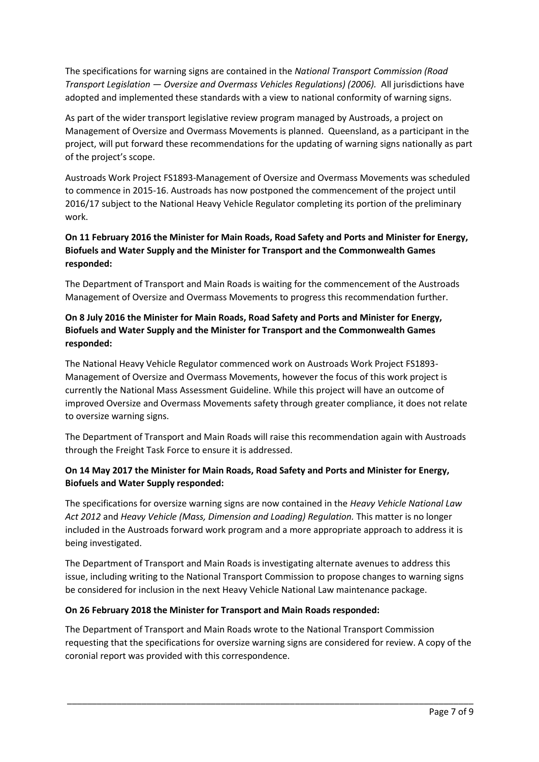The specifications for warning signs are contained in the *National Transport Commission (Road Transport Legislation — Oversize and Overmass Vehicles Regulations) (2006).* All jurisdictions have adopted and implemented these standards with a view to national conformity of warning signs.

As part of the wider transport legislative review program managed by Austroads, a project on Management of Oversize and Overmass Movements is planned. Queensland, as a participant in the project, will put forward these recommendations for the updating of warning signs nationally as part of the project's scope.

Austroads Work Project FS1893-Management of Oversize and Overmass Movements was scheduled to commence in 2015-16. Austroads has now postponed the commencement of the project until 2016/17 subject to the National Heavy Vehicle Regulator completing its portion of the preliminary work.

**On 11 February 2016 the Minister for Main Roads, Road Safety and Ports and Minister for Energy, Biofuels and Water Supply and the Minister for Transport and the Commonwealth Games responded:**

The Department of Transport and Main Roads is waiting for the commencement of the Austroads Management of Oversize and Overmass Movements to progress this recommendation further.

**On 8 July 2016 the Minister for Main Roads, Road Safety and Ports and Minister for Energy, Biofuels and Water Supply and the Minister for Transport and the Commonwealth Games responded:**

The National Heavy Vehicle Regulator commenced work on Austroads Work Project FS1893-Management of Oversize and Overmass Movements, however the focus of this work project is currently the National Mass Assessment Guideline. While this project will have an outcome of improved Oversize and Overmass Movements safety through greater compliance, it does not relate to oversize warning signs.

The Department of Transport and Main Roads will raise this recommendation again with Austroads through the Freight Task Force to ensure it is addressed.

**On 14 May 2017 the Minister for Main Roads, Road Safety and Ports and Minister for Energy, Biofuels and Water Supply responded:**

The specifications for oversize warning signs are now contained in the *Heavy Vehicle National Law Act 2012* and *Heavy Vehicle (Mass, Dimension and Loading) Regulation.* This matter is no longer included in the Austroads forward work program and a more appropriate approach to address it is being investigated.

The Department of Transport and Main Roads is investigating alternate avenues to address this issue, including writing to the National Transport Commission to propose changes to warning signs be considered for inclusion in the next Heavy Vehicle National Law maintenance package.

**On 26 February 2018 the Minister for Transport and Main Roads responded:**

The Department of Transport and Main Roads wrote to the National Transport Commission requesting that the specifications for oversize warning signs are considered for review. A copy of the coronial report was provided with this correspondence.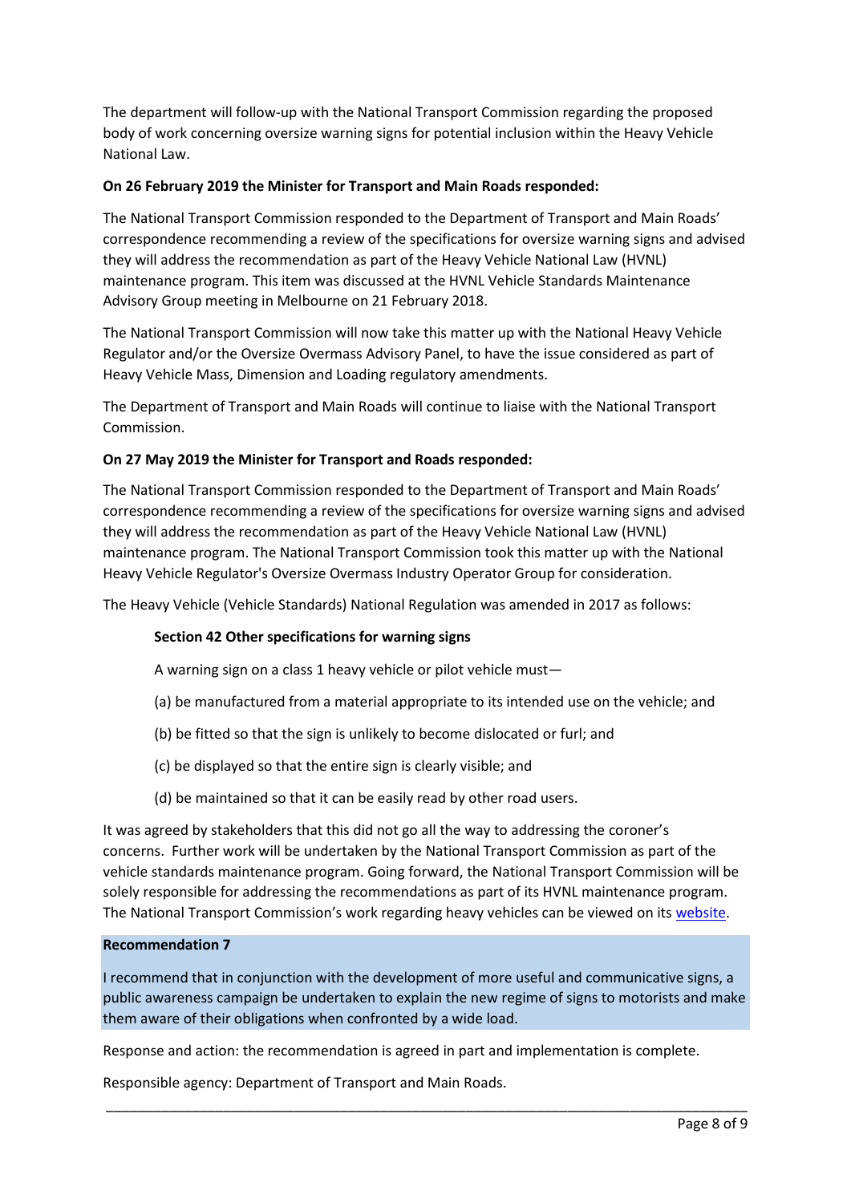The department will follow-up with the National Transport Commission regarding the proposed body of work concerning oversize warning signs for potential inclusion within the Heavy Vehicle National Law.

**On 26 February 2019 the Minister for Transport and Main Roads responded:**

The National Transport Commission responded to the Department of Transport and Main Roads' correspondence recommending a review of the specifications for oversize warning signs and advised they will address the recommendation as part of the Heavy Vehicle National Law (HVNL) maintenance program. This item was discussed at the HVNL Vehicle Standards Maintenance Advisory Group meeting in Melbourne on 21 February 2018.

The National Transport Commission will now take this matter up with the National Heavy Vehicle Regulator and/or the Oversize Overmass Advisory Panel, to have the issue considered as part of Heavy Vehicle Mass, Dimension and Loading regulatory amendments.

The Department of Transport and Main Roads will continue to liaise with the National Transport Commission.

**On 27 May 2019 the Minister for Transport and Roads responded:**

The National Transport Commission responded to the Department of Transport and Main Roads' correspondence recommending a review of the specifications for oversize warning signs and advised they will address the recommendation as part of the Heavy Vehicle National Law (HVNL) maintenance program. The National Transport Commission took this matter up with the National Heavy Vehicle Regulator's Oversize Overmass Industry Operator Group for consideration.

The Heavy Vehicle (Vehicle Standards) National Regulation was amended in 2017 as follows:

> **Section 42 Other specifications for warning signs**
>
> A warning sign on a class 1 heavy vehicle or pilot vehicle must—
>
> (a) be manufactured from a material appropriate to its intended use on the vehicle; and
>
> (b) be fitted so that the sign is unlikely to become dislocated or furl; and
>
> (c) be displayed so that the entire sign is clearly visible; and
>
> (d) be maintained so that it can be easily read by other road users.

It was agreed by stakeholders that this did not go all the way to addressing the coroner's concerns. Further work will be undertaken by the National Transport Commission as part of the vehicle standards maintenance program. Going forward, the National Transport Commission will be solely responsible for addressing the recommendations as part of its HVNL maintenance program. The National Transport Commission's work regarding heavy vehicles can be viewed on its website.

**Recommendation 7**

I recommend that in conjunction with the development of more useful and communicative signs, a public awareness campaign be undertaken to explain the new regime of signs to motorists and make them aware of their obligations when confronted by a wide load.

Response and action: the recommendation is agreed in part and implementation is complete.

Responsible agency: Department of Transport and Main Roads.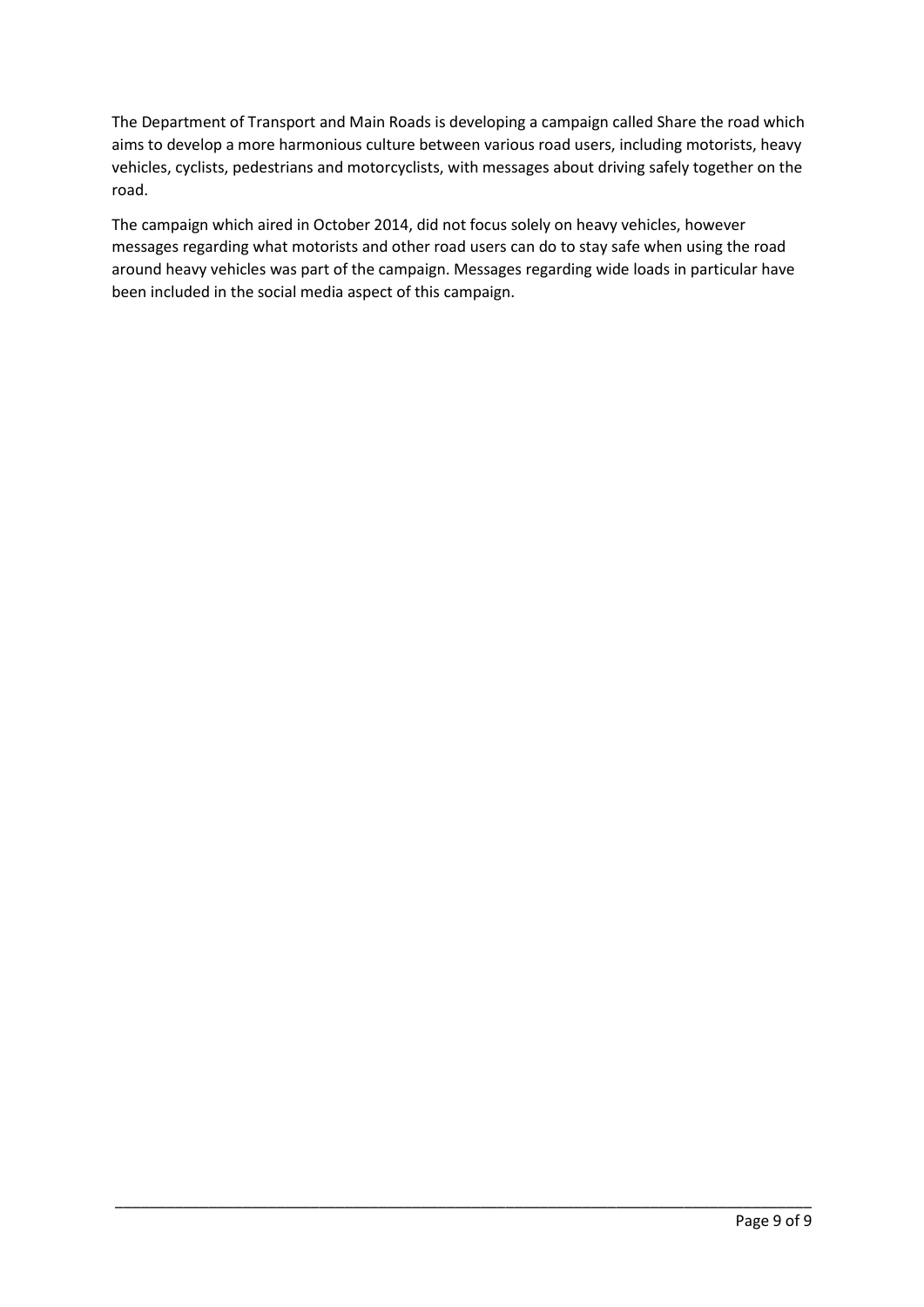The Department of Transport and Main Roads is developing a campaign called Share the road which aims to develop a more harmonious culture between various road users, including motorists, heavy vehicles, cyclists, pedestrians and motorcyclists, with messages about driving safely together on the road.

The campaign which aired in October 2014, did not focus solely on heavy vehicles, however messages regarding what motorists and other road users can do to stay safe when using the road around heavy vehicles was part of the campaign. Messages regarding wide loads in particular have been included in the social media aspect of this campaign.